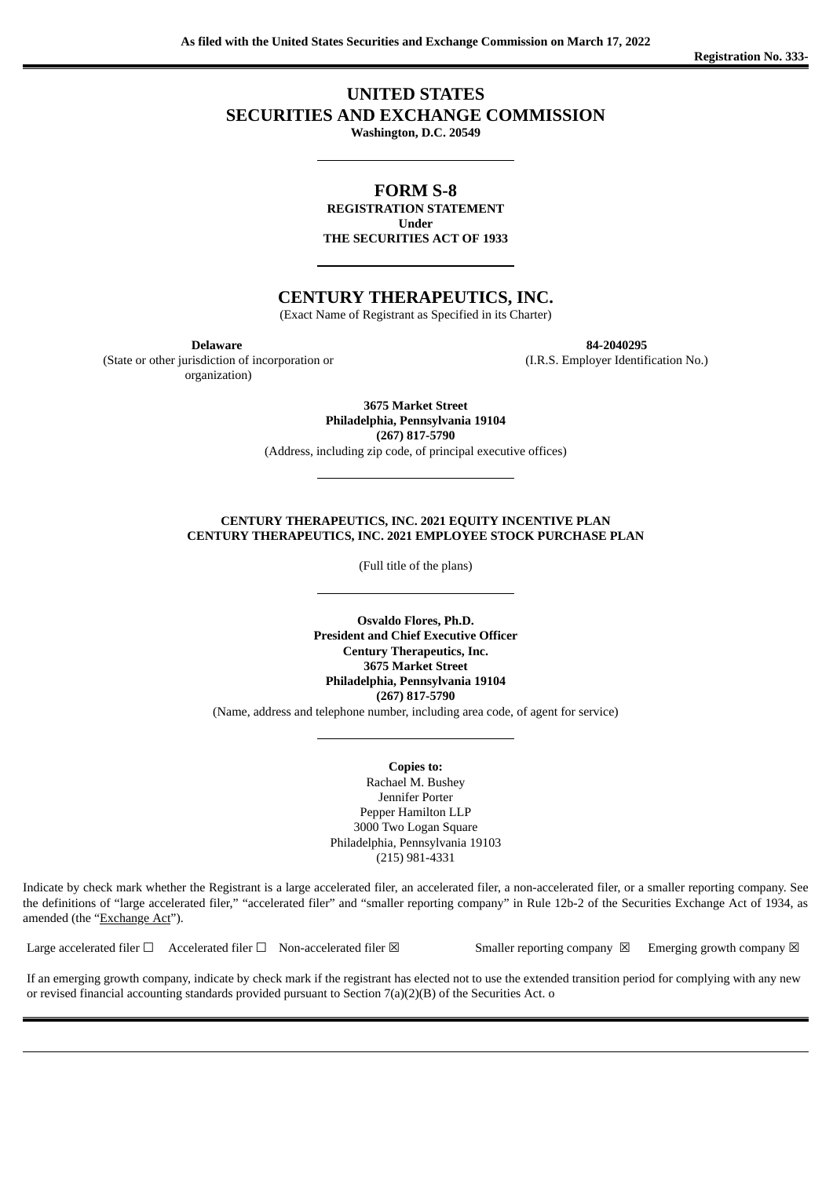As filed with the United States Securities and Exchange Commission on March 17, 2022

Registration No. 333-

# UNITED STATES
# SECURITIES AND EXCHANGE COMMISSION
**Washington, D.C. 20549**

---

## FORM S-8
**REGISTRATION STATEMENT**
**Under**
**THE SECURITIES ACT OF 1933**

---

## CENTURY THERAPEUTICS, INC.
(Exact Name of Registrant as Specified in its Charter)

| **Delaware** | **84-2040295** |
|---|---|
| (State or other jurisdiction of incorporation or organization) | (I.R.S. Employer Identification No.) |

**3675 Market Street**
**Philadelphia, Pennsylvania 19104**
**(267) 817-5790**
(Address, including zip code, of principal executive offices)

---

**CENTURY THERAPEUTICS, INC. 2021 EQUITY INCENTIVE PLAN**
**CENTURY THERAPEUTICS, INC. 2021 EMPLOYEE STOCK PURCHASE PLAN**

(Full title of the plans)

---

**Osvaldo Flores, Ph.D.**
**President and Chief Executive Officer**
**Century Therapeutics, Inc.**
**3675 Market Street**
**Philadelphia, Pennsylvania 19104**
**(267) 817-5790**
(Name, address and telephone number, including area code, of agent for service)

---

**Copies to:**
Rachael M. Bushey
Jennifer Porter
Pepper Hamilton LLP
3000 Two Logan Square
Philadelphia, Pennsylvania 19103
(215) 981-4331

Indicate by check mark whether the Registrant is a large accelerated filer, an accelerated filer, a non-accelerated filer, or a smaller reporting company. See the definitions of "large accelerated filer," "accelerated filer" and "smaller reporting company" in Rule 12b-2 of the Securities Exchange Act of 1934, as amended (the "Exchange Act").

Large accelerated filer ☐ Accelerated filer ☐ Non-accelerated filer ☒ Smaller reporting company ☒ Emerging growth company ☒

If an emerging growth company, indicate by check mark if the registrant has elected not to use the extended transition period for complying with any new or revised financial accounting standards provided pursuant to Section 7(a)(2)(B) of the Securities Act. o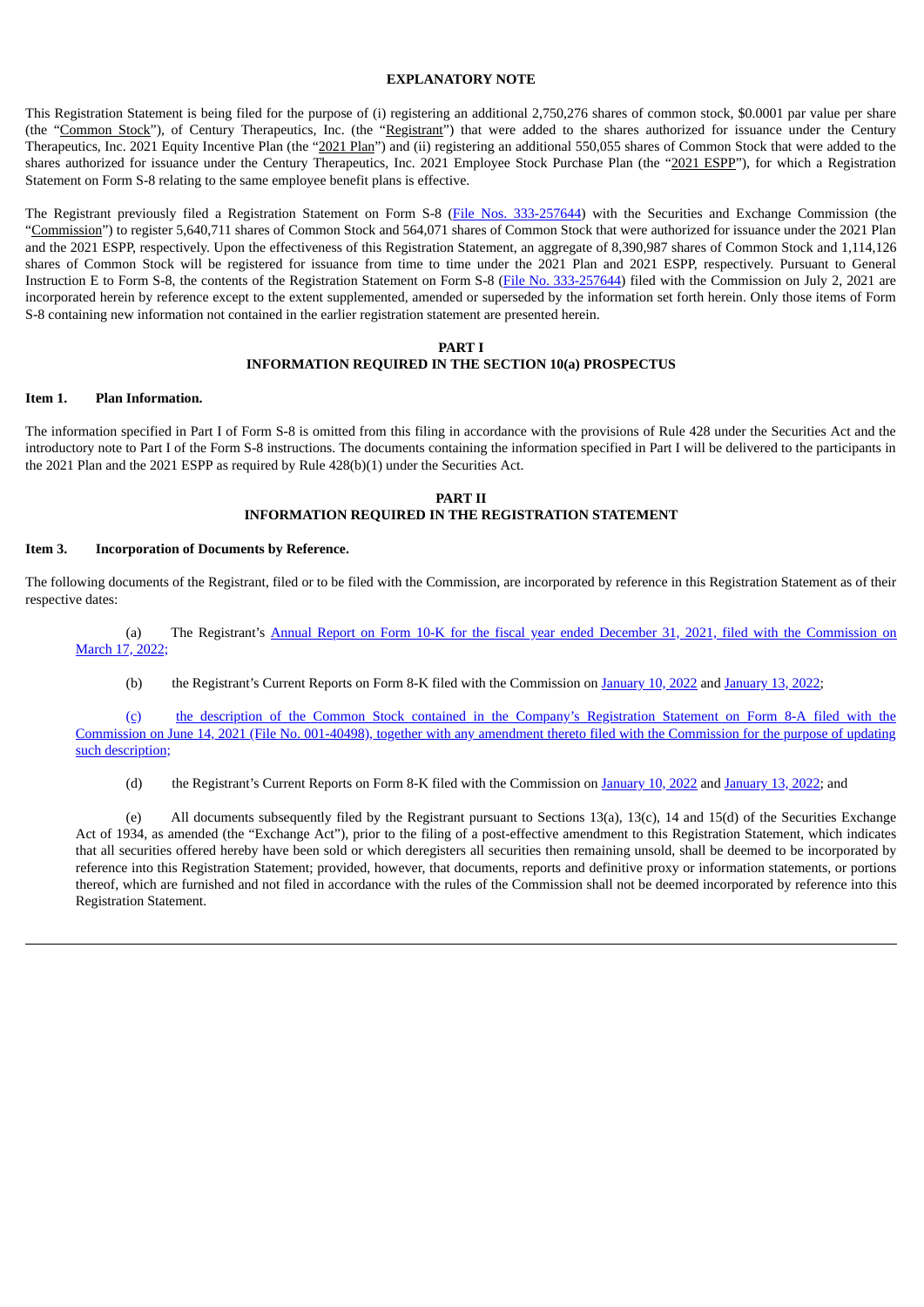## EXPLANATORY NOTE

This Registration Statement is being filed for the purpose of (i) registering an additional 2,750,276 shares of common stock, $0.0001 par value per share (the "Common Stock"), of Century Therapeutics, Inc. (the "Registrant") that were added to the shares authorized for issuance under the Century Therapeutics, Inc. 2021 Equity Incentive Plan (the "2021 Plan") and (ii) registering an additional 550,055 shares of Common Stock that were added to the shares authorized for issuance under the Century Therapeutics, Inc. 2021 Employee Stock Purchase Plan (the "2021 ESPP"), for which a Registration Statement on Form S-8 relating to the same employee benefit plans is effective.

The Registrant previously filed a Registration Statement on Form S-8 (File Nos. 333-257644) with the Securities and Exchange Commission (the "Commission") to register 5,640,711 shares of Common Stock and 564,071 shares of Common Stock that were authorized for issuance under the 2021 Plan and the 2021 ESPP, respectively. Upon the effectiveness of this Registration Statement, an aggregate of 8,390,987 shares of Common Stock and 1,114,126 shares of Common Stock will be registered for issuance from time to time under the 2021 Plan and 2021 ESPP, respectively. Pursuant to General Instruction E to Form S-8, the contents of the Registration Statement on Form S-8 (File No. 333-257644) filed with the Commission on July 2, 2021 are incorporated herein by reference except to the extent supplemented, amended or superseded by the information set forth herein. Only those items of Form S-8 containing new information not contained in the earlier registration statement are presented herein.

## PART I
## INFORMATION REQUIRED IN THE SECTION 10(a) PROSPECTUS

### Item 1. Plan Information.

The information specified in Part I of Form S-8 is omitted from this filing in accordance with the provisions of Rule 428 under the Securities Act and the introductory note to Part I of the Form S-8 instructions. The documents containing the information specified in Part I will be delivered to the participants in the 2021 Plan and the 2021 ESPP as required by Rule 428(b)(1) under the Securities Act.

## PART II
## INFORMATION REQUIRED IN THE REGISTRATION STATEMENT

### Item 3. Incorporation of Documents by Reference.

The following documents of the Registrant, filed or to be filed with the Commission, are incorporated by reference in this Registration Statement as of their respective dates:

(a) The Registrant's Annual Report on Form 10-K for the fiscal year ended December 31, 2021, filed with the Commission on March 17, 2022;

(b) the Registrant's Current Reports on Form 8-K filed with the Commission on January 10, 2022 and January 13, 2022;

(c) the description of the Common Stock contained in the Company's Registration Statement on Form 8-A filed with the Commission on June 14, 2021 (File No. 001-40498), together with any amendment thereto filed with the Commission for the purpose of updating such description;

(d) the Registrant's Current Reports on Form 8-K filed with the Commission on January 10, 2022 and January 13, 2022; and

(e) All documents subsequently filed by the Registrant pursuant to Sections 13(a), 13(c), 14 and 15(d) of the Securities Exchange Act of 1934, as amended (the "Exchange Act"), prior to the filing of a post-effective amendment to this Registration Statement, which indicates that all securities offered hereby have been sold or which deregisters all securities then remaining unsold, shall be deemed to be incorporated by reference into this Registration Statement; provided, however, that documents, reports and definitive proxy or information statements, or portions thereof, which are furnished and not filed in accordance with the rules of the Commission shall not be deemed incorporated by reference into this Registration Statement.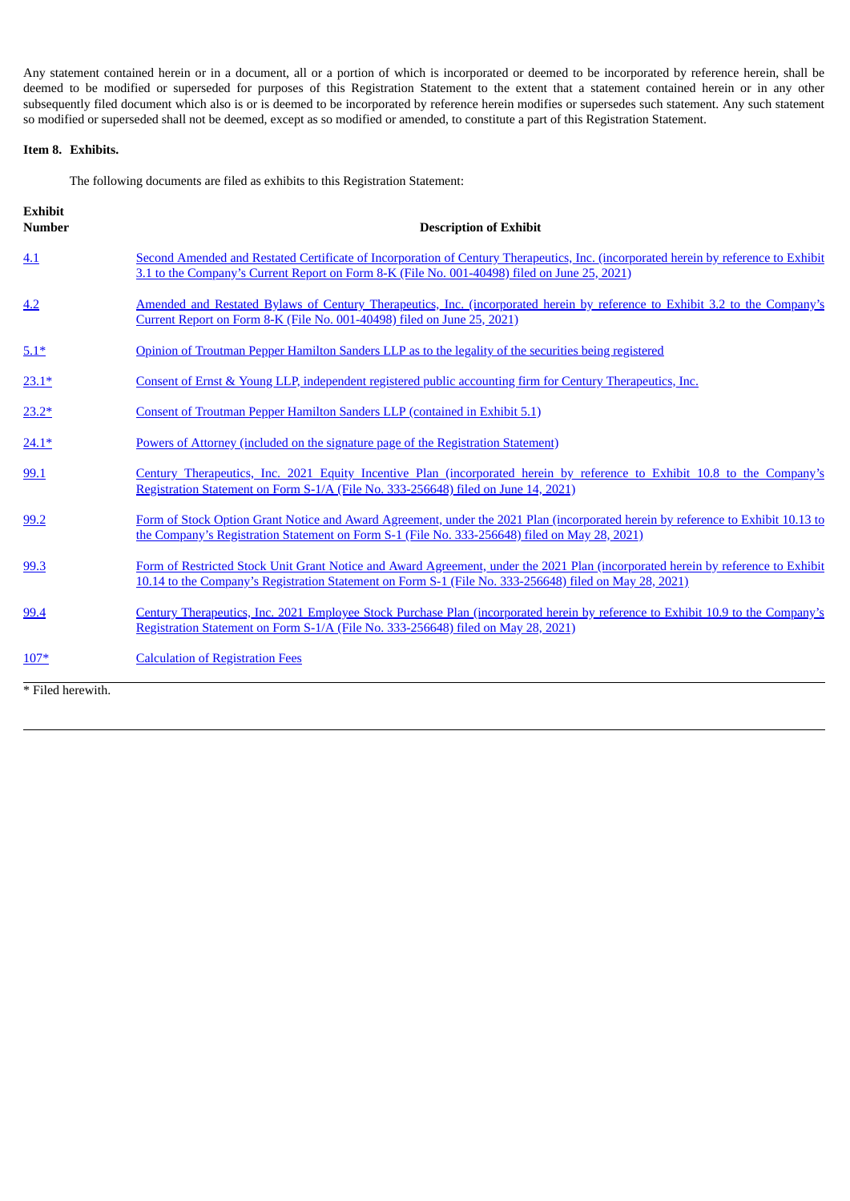Any statement contained herein or in a document, all or a portion of which is incorporated or deemed to be incorporated by reference herein, shall be deemed to be modified or superseded for purposes of this Registration Statement to the extent that a statement contained herein or in any other subsequently filed document which also is or is deemed to be incorporated by reference herein modifies or supersedes such statement. Any such statement so modified or superseded shall not be deemed, except as so modified or amended, to constitute a part of this Registration Statement.

**Item 8. Exhibits.**

The following documents are filed as exhibits to this Registration Statement:

| Exhibit Number | Description of Exhibit |
|---|---|
| 4.1 | Second Amended and Restated Certificate of Incorporation of Century Therapeutics, Inc. (incorporated herein by reference to Exhibit 3.1 to the Company's Current Report on Form 8-K (File No. 001-40498) filed on June 25, 2021) |
| 4.2 | Amended and Restated Bylaws of Century Therapeutics, Inc. (incorporated herein by reference to Exhibit 3.2 to the Company's Current Report on Form 8-K (File No. 001-40498) filed on June 25, 2021) |
| 5.1* | Opinion of Troutman Pepper Hamilton Sanders LLP as to the legality of the securities being registered |
| 23.1* | Consent of Ernst & Young LLP, independent registered public accounting firm for Century Therapeutics, Inc. |
| 23.2* | Consent of Troutman Pepper Hamilton Sanders LLP (contained in Exhibit 5.1) |
| 24.1* | Powers of Attorney (included on the signature page of the Registration Statement) |
| 99.1 | Century Therapeutics, Inc. 2021 Equity Incentive Plan (incorporated herein by reference to Exhibit 10.8 to the Company's Registration Statement on Form S-1/A (File No. 333-256648) filed on June 14, 2021) |
| 99.2 | Form of Stock Option Grant Notice and Award Agreement, under the 2021 Plan (incorporated herein by reference to Exhibit 10.13 to the Company's Registration Statement on Form S-1 (File No. 333-256648) filed on May 28, 2021) |
| 99.3 | Form of Restricted Stock Unit Grant Notice and Award Agreement, under the 2021 Plan (incorporated herein by reference to Exhibit 10.14 to the Company's Registration Statement on Form S-1 (File No. 333-256648) filed on May 28, 2021) |
| 99.4 | Century Therapeutics, Inc. 2021 Employee Stock Purchase Plan (incorporated herein by reference to Exhibit 10.9 to the Company's Registration Statement on Form S-1/A (File No. 333-256648) filed on May 28, 2021) |
| 107* | Calculation of Registration Fees |

* Filed herewith.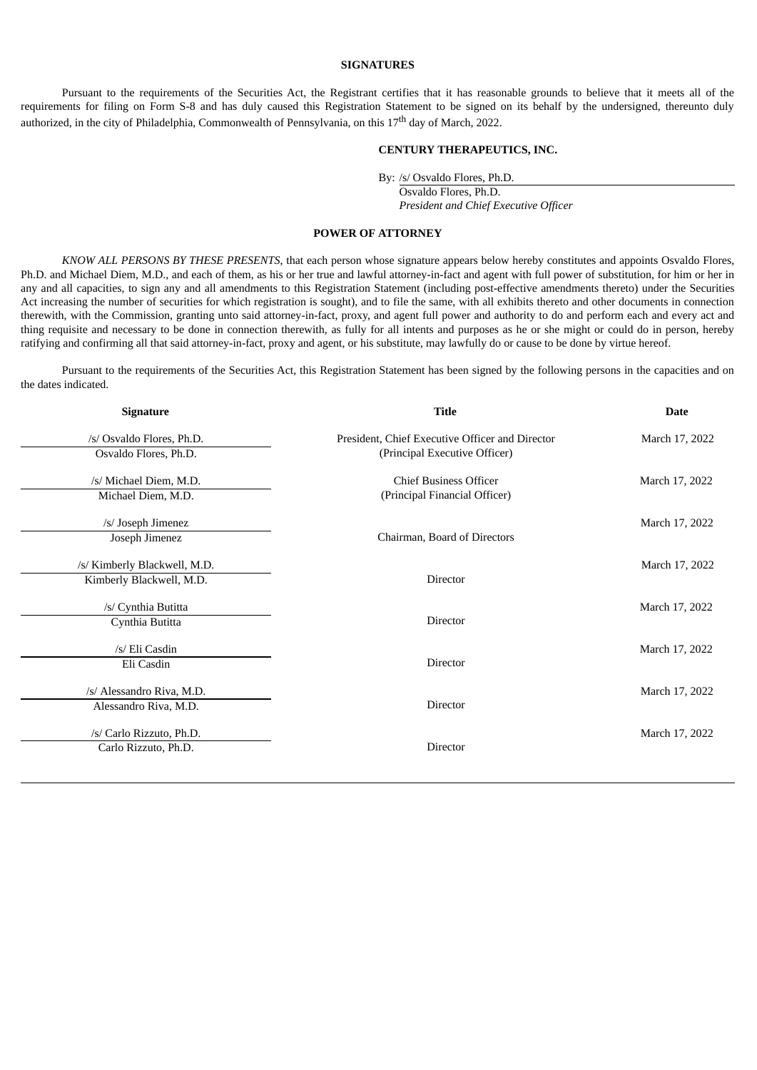**SIGNATURES**

Pursuant to the requirements of the Securities Act, the Registrant certifies that it has reasonable grounds to believe that it meets all of the requirements for filing on Form S-8 and has duly caused this Registration Statement to be signed on its behalf by the undersigned, thereunto duly authorized, in the city of Philadelphia, Commonwealth of Pennsylvania, on this 17th day of March, 2022.

**CENTURY THERAPEUTICS, INC.**

By: /s/ Osvaldo Flores, Ph.D.
Osvaldo Flores, Ph.D.
*President and Chief Executive Officer*

**POWER OF ATTORNEY**

*KNOW ALL PERSONS BY THESE PRESENTS*, that each person whose signature appears below hereby constitutes and appoints Osvaldo Flores, Ph.D. and Michael Diem, M.D., and each of them, as his or her true and lawful attorney-in-fact and agent with full power of substitution, for him or her in any and all capacities, to sign any and all amendments to this Registration Statement (including post-effective amendments thereto) under the Securities Act increasing the number of securities for which registration is sought), and to file the same, with all exhibits thereto and other documents in connection therewith, with the Commission, granting unto said attorney-in-fact, proxy, and agent full power and authority to do and perform each and every act and thing requisite and necessary to be done in connection therewith, as fully for all intents and purposes as he or she might or could do in person, hereby ratifying and confirming all that said attorney-in-fact, proxy and agent, or his substitute, may lawfully do or cause to be done by virtue hereof.

Pursuant to the requirements of the Securities Act, this Registration Statement has been signed by the following persons in the capacities and on the dates indicated.

| Signature | Title | Date |
|---|---|---|
| /s/ Osvaldo Flores, Ph.D.<br>Osvaldo Flores, Ph.D. | President, Chief Executive Officer and Director<br>(Principal Executive Officer) | March 17, 2022 |
| /s/ Michael Diem, M.D.<br>Michael Diem, M.D. | Chief Business Officer<br>(Principal Financial Officer) | March 17, 2022 |
| /s/ Joseph Jimenez<br>Joseph Jimenez | Chairman, Board of Directors | March 17, 2022 |
| /s/ Kimberly Blackwell, M.D.<br>Kimberly Blackwell, M.D. | Director | March 17, 2022 |
| /s/ Cynthia Butitta<br>Cynthia Butitta | Director | March 17, 2022 |
| /s/ Eli Casdin<br>Eli Casdin | Director | March 17, 2022 |
| /s/ Alessandro Riva, M.D.<br>Alessandro Riva, M.D. | Director | March 17, 2022 |
| /s/ Carlo Rizzuto, Ph.D.<br>Carlo Rizzuto, Ph.D. | Director | March 17, 2022 |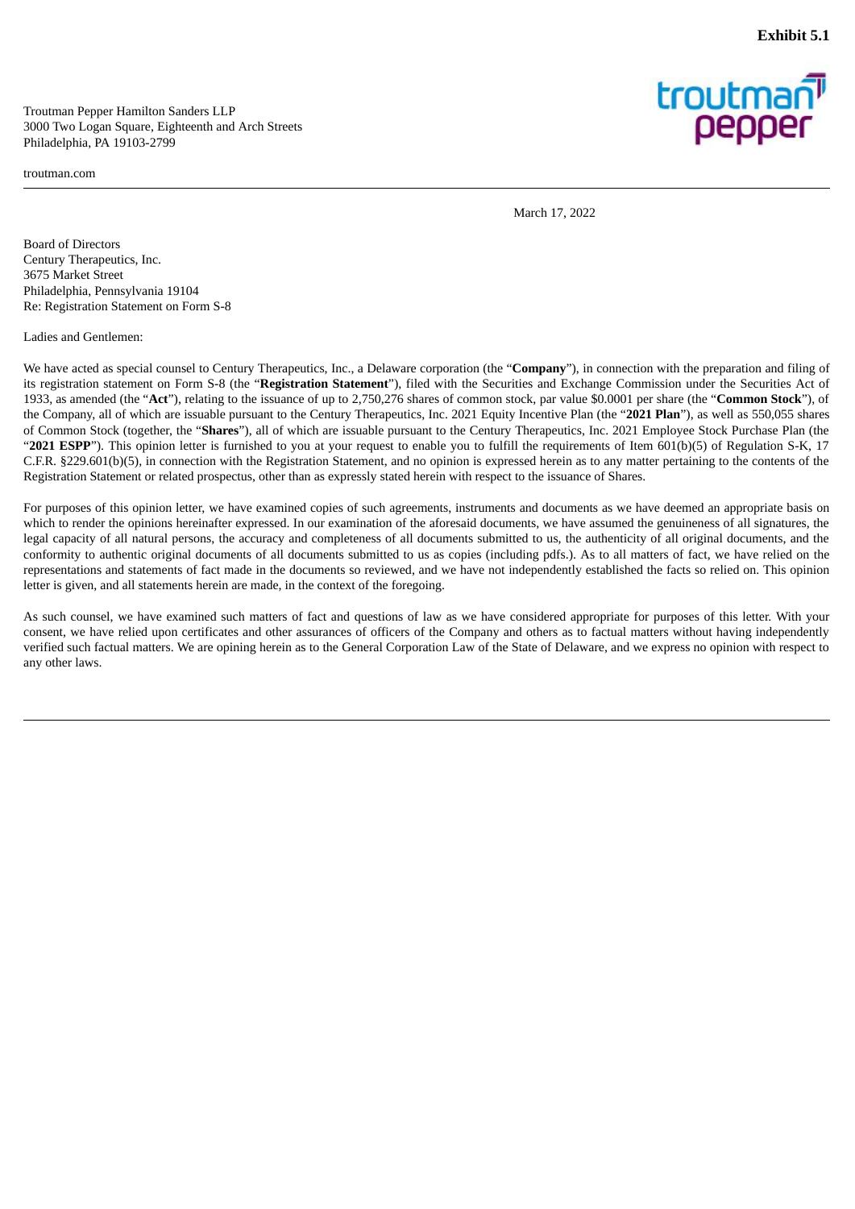**Exhibit 5.1**

Troutman Pepper Hamilton Sanders LLP
3000 Two Logan Square, Eighteenth and Arch Streets
Philadelphia, PA 19103-2799

troutman.com

March 17, 2022

Board of Directors
Century Therapeutics, Inc.
3675 Market Street
Philadelphia, Pennsylvania 19104
Re: Registration Statement on Form S-8

Ladies and Gentlemen:

We have acted as special counsel to Century Therapeutics, Inc., a Delaware corporation (the "**Company**"), in connection with the preparation and filing of its registration statement on Form S-8 (the "**Registration Statement**"), filed with the Securities and Exchange Commission under the Securities Act of 1933, as amended (the "**Act**"), relating to the issuance of up to 2,750,276 shares of common stock, par value $0.0001 per share (the "**Common Stock**"), of the Company, all of which are issuable pursuant to the Century Therapeutics, Inc. 2021 Equity Incentive Plan (the "**2021 Plan**"), as well as 550,055 shares of Common Stock (together, the "**Shares**"), all of which are issuable pursuant to the Century Therapeutics, Inc. 2021 Employee Stock Purchase Plan (the "**2021 ESPP**"). This opinion letter is furnished to you at your request to enable you to fulfill the requirements of Item 601(b)(5) of Regulation S-K, 17 C.F.R. §229.601(b)(5), in connection with the Registration Statement, and no opinion is expressed herein as to any matter pertaining to the contents of the Registration Statement or related prospectus, other than as expressly stated herein with respect to the issuance of Shares.

For purposes of this opinion letter, we have examined copies of such agreements, instruments and documents as we have deemed an appropriate basis on which to render the opinions hereinafter expressed. In our examination of the aforesaid documents, we have assumed the genuineness of all signatures, the legal capacity of all natural persons, the accuracy and completeness of all documents submitted to us, the authenticity of all original documents, and the conformity to authentic original documents of all documents submitted to us as copies (including pdfs.). As to all matters of fact, we have relied on the representations and statements of fact made in the documents so reviewed, and we have not independently established the facts so relied on. This opinion letter is given, and all statements herein are made, in the context of the foregoing.

As such counsel, we have examined such matters of fact and questions of law as we have considered appropriate for purposes of this letter. With your consent, we have relied upon certificates and other assurances of officers of the Company and others as to factual matters without having independently verified such factual matters. We are opining herein as to the General Corporation Law of the State of Delaware, and we express no opinion with respect to any other laws.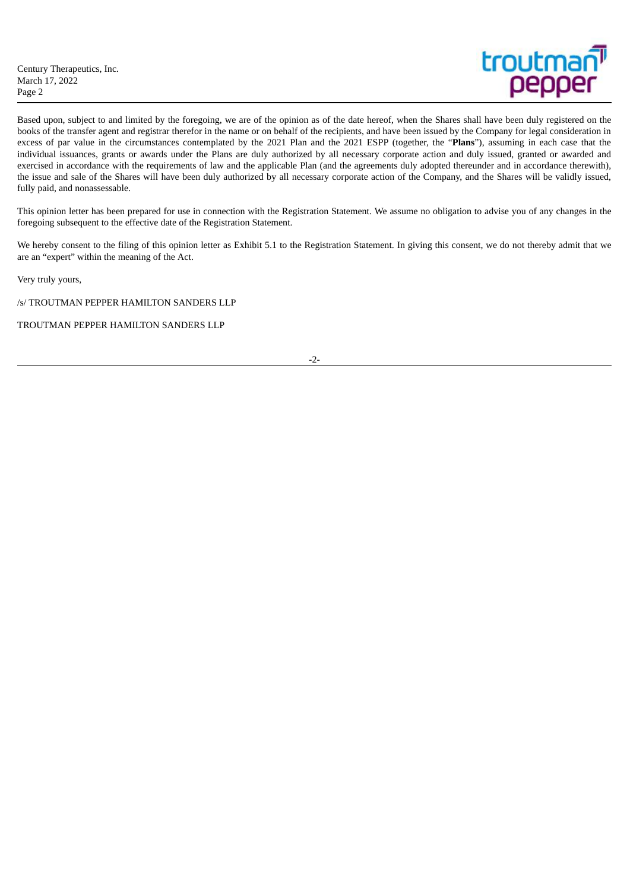Based upon, subject to and limited by the foregoing, we are of the opinion as of the date hereof, when the Shares shall have been duly registered on the books of the transfer agent and registrar therefor in the name or on behalf of the recipients, and have been issued by the Company for legal consideration in excess of par value in the circumstances contemplated by the 2021 Plan and the 2021 ESPP (together, the "**Plans**"), assuming in each case that the individual issuances, grants or awards under the Plans are duly authorized by all necessary corporate action and duly issued, granted or awarded and exercised in accordance with the requirements of law and the applicable Plan (and the agreements duly adopted thereunder and in accordance therewith), the issue and sale of the Shares will have been duly authorized by all necessary corporate action of the Company, and the Shares will be validly issued, fully paid, and nonassessable.

This opinion letter has been prepared for use in connection with the Registration Statement. We assume no obligation to advise you of any changes in the foregoing subsequent to the effective date of the Registration Statement.

We hereby consent to the filing of this opinion letter as Exhibit 5.1 to the Registration Statement. In giving this consent, we do not thereby admit that we are an "expert" within the meaning of the Act.

Very truly yours,

/s/ TROUTMAN PEPPER HAMILTON SANDERS LLP

TROUTMAN PEPPER HAMILTON SANDERS LLP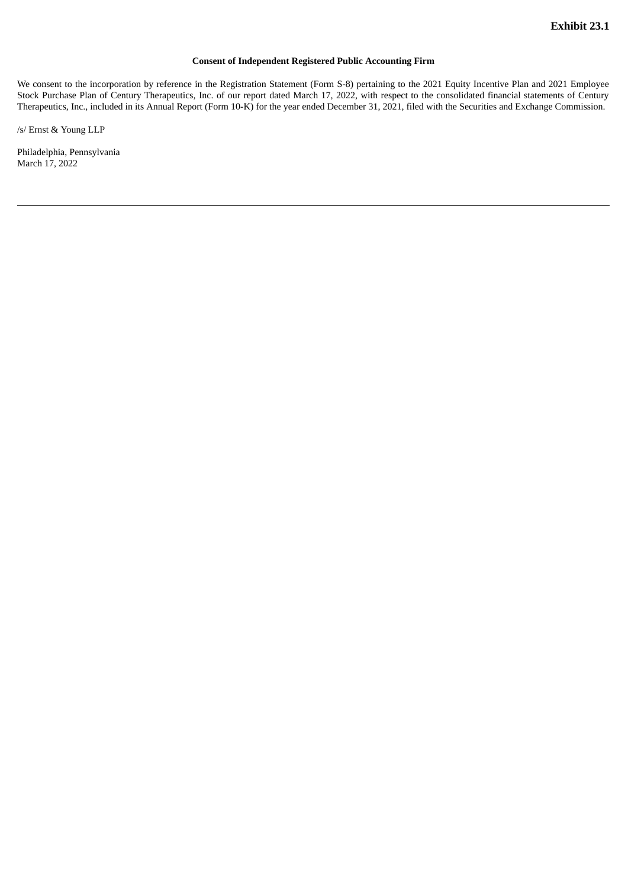**Exhibit 23.1**

**Consent of Independent Registered Public Accounting Firm**

We consent to the incorporation by reference in the Registration Statement (Form S-8) pertaining to the 2021 Equity Incentive Plan and 2021 Employee Stock Purchase Plan of Century Therapeutics, Inc. of our report dated March 17, 2022, with respect to the consolidated financial statements of Century Therapeutics, Inc., included in its Annual Report (Form 10-K) for the year ended December 31, 2021, filed with the Securities and Exchange Commission.

/s/ Ernst & Young LLP

Philadelphia, Pennsylvania
March 17, 2022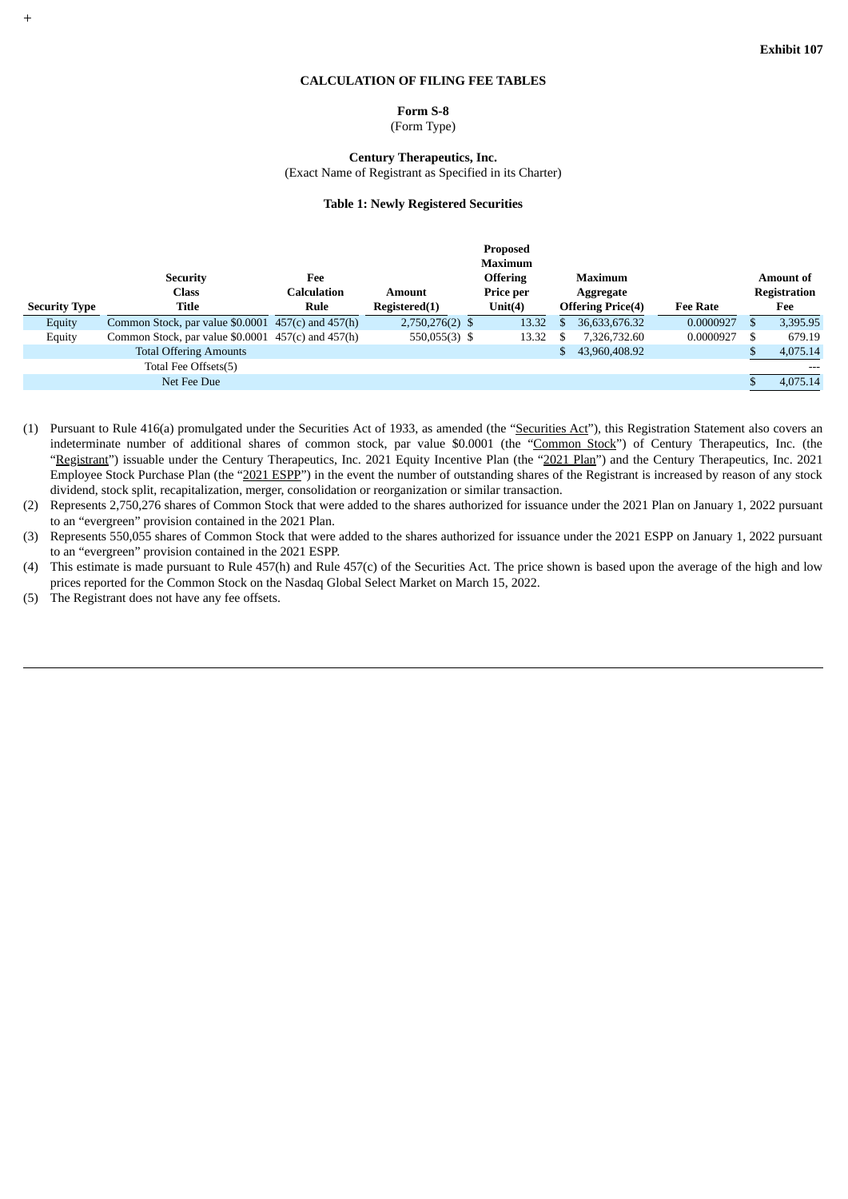**Exhibit 107**

**CALCULATION OF FILING FEE TABLES**

**Form S-8**
(Form Type)

**Century Therapeutics, Inc.**
(Exact Name of Registrant as Specified in its Charter)

**Table 1: Newly Registered Securities**

| Security Type | Security Class Title | Fee Calculation Rule | Amount Registered(1) | Proposed Maximum Offering Price per Unit(4) | Maximum Aggregate Offering Price(4) | Fee Rate | Amount of Registration Fee |
|---|---|---|---|---|---|---|---|
| Equity | Common Stock, par value $0.0001 | 457(c) and 457(h) | 2,750,276(2) | $ 13.32 | $ 36,633,676.32 | 0.0000927 | $ 3,395.95 |
| Equity | Common Stock, par value $0.0001 | 457(c) and 457(h) | 550,055(3) | $ 13.32 | $ 7,326,732.60 | 0.0000927 | $ 679.19 |
| | Total Offering Amounts | | | | $ 43,960,408.92 | | $ 4,075.14 |
| | Total Fee Offsets(5) | | | | | | --- |
| | Net Fee Due | | | | | | $ 4,075.14 |

(1) Pursuant to Rule 416(a) promulgated under the Securities Act of 1933, as amended (the "Securities Act"), this Registration Statement also covers an indeterminate number of additional shares of common stock, par value $0.0001 (the "Common Stock") of Century Therapeutics, Inc. (the "Registrant") issuable under the Century Therapeutics, Inc. 2021 Equity Incentive Plan (the "2021 Plan") and the Century Therapeutics, Inc. 2021 Employee Stock Purchase Plan (the "2021 ESPP") in the event the number of outstanding shares of the Registrant is increased by reason of any stock dividend, stock split, recapitalization, merger, consolidation or reorganization or similar transaction.

(2) Represents 2,750,276 shares of Common Stock that were added to the shares authorized for issuance under the 2021 Plan on January 1, 2022 pursuant to an "evergreen" provision contained in the 2021 Plan.

(3) Represents 550,055 shares of Common Stock that were added to the shares authorized for issuance under the 2021 ESPP on January 1, 2022 pursuant to an "evergreen" provision contained in the 2021 ESPP.

(4) This estimate is made pursuant to Rule 457(h) and Rule 457(c) of the Securities Act. The price shown is based upon the average of the high and low prices reported for the Common Stock on the Nasdaq Global Select Market on March 15, 2022.

(5) The Registrant does not have any fee offsets.